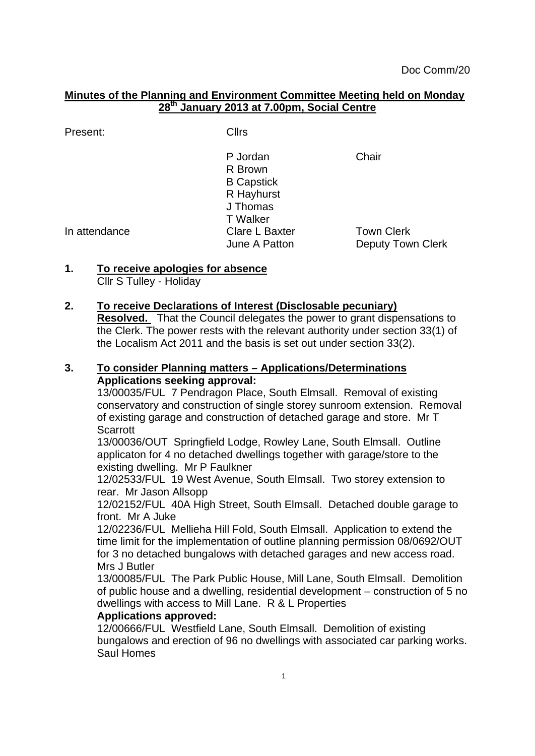Doc Comm/20

# Minutes of the Planning and Environment Committee Meeting held on Monday 28th January 2013 at 7.00pm, Social Centre

| Present: | Cllrs | |
|---|---|---|
| | P Jordan | Chair |
| | R Brown | |
| | B Capstick | |
| | R Hayhurst | |
| | J Thomas | |
| | T Walker | |
| In attendance | Clare L Baxter | Town Clerk |
| | June A Patton | Deputy Town Clerk |

## 1. To receive apologies for absence

Cllr S Tulley - Holiday

## 2. To receive Declarations of Interest (Disclosable pecuniary)

**Resolved.** That the Council delegates the power to grant dispensations to the Clerk. The power rests with the relevant authority under section 33(1) of the Localism Act 2011 and the basis is set out under section 33(2).

## 3. To consider Planning matters – Applications/Determinations

**Applications seeking approval:**

13/00035/FUL 7 Pendragon Place, South Elmsall. Removal of existing conservatory and construction of single storey sunroom extension. Removal of existing garage and construction of detached garage and store. Mr T Scarrott

13/00036/OUT Springfield Lodge, Rowley Lane, South Elmsall. Outline applicaton for 4 no detached dwellings together with garage/store to the existing dwelling. Mr P Faulkner

12/02533/FUL 19 West Avenue, South Elmsall. Two storey extension to rear. Mr Jason Allsopp

12/02152/FUL 40A High Street, South Elmsall. Detached double garage to front. Mr A Juke

12/02236/FUL Mellieha Hill Fold, South Elmsall. Application to extend the time limit for the implementation of outline planning permission 08/0692/OUT for 3 no detached bungalows with detached garages and new access road. Mrs J Butler

13/00085/FUL The Park Public House, Mill Lane, South Elmsall. Demolition of public house and a dwelling, residential development – construction of 5 no dwellings with access to Mill Lane. R & L Properties

**Applications approved:**

12/00666/FUL Westfield Lane, South Elmsall. Demolition of existing bungalows and erection of 96 no dwellings with associated car parking works. Saul Homes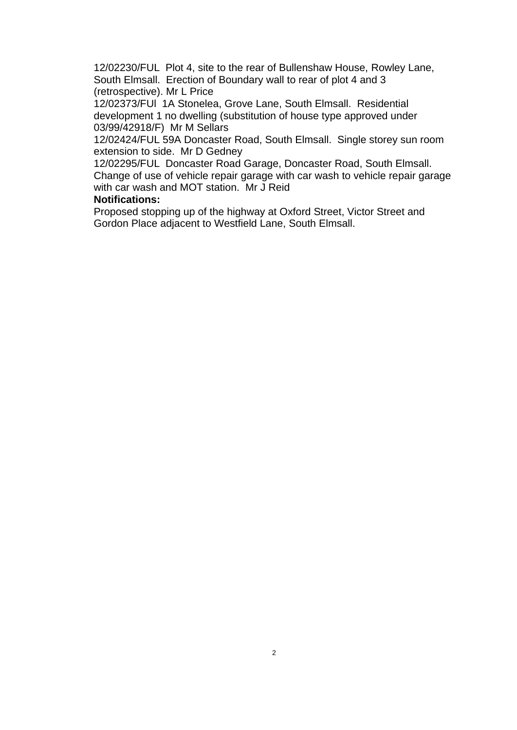12/02230/FUL  Plot 4, site to the rear of Bullenshaw House, Rowley Lane, South Elmsall.  Erection of Boundary wall to rear of plot 4 and 3 (retrospective). Mr L Price

12/02373/FUl  1A Stonelea, Grove Lane, South Elmsall.  Residential development 1 no dwelling (substitution of house type approved under 03/99/42918/F)  Mr M Sellars

12/02424/FUL 59A Doncaster Road, South Elmsall.  Single storey sun room extension to side.  Mr D Gedney

12/02295/FUL  Doncaster Road Garage, Doncaster Road, South Elmsall.  Change of use of vehicle repair garage with car wash to vehicle repair garage with car wash and MOT station.  Mr J Reid

**Notifications:**

Proposed stopping up of the highway at Oxford Street, Victor Street and Gordon Place adjacent to Westfield Lane, South Elmsall.